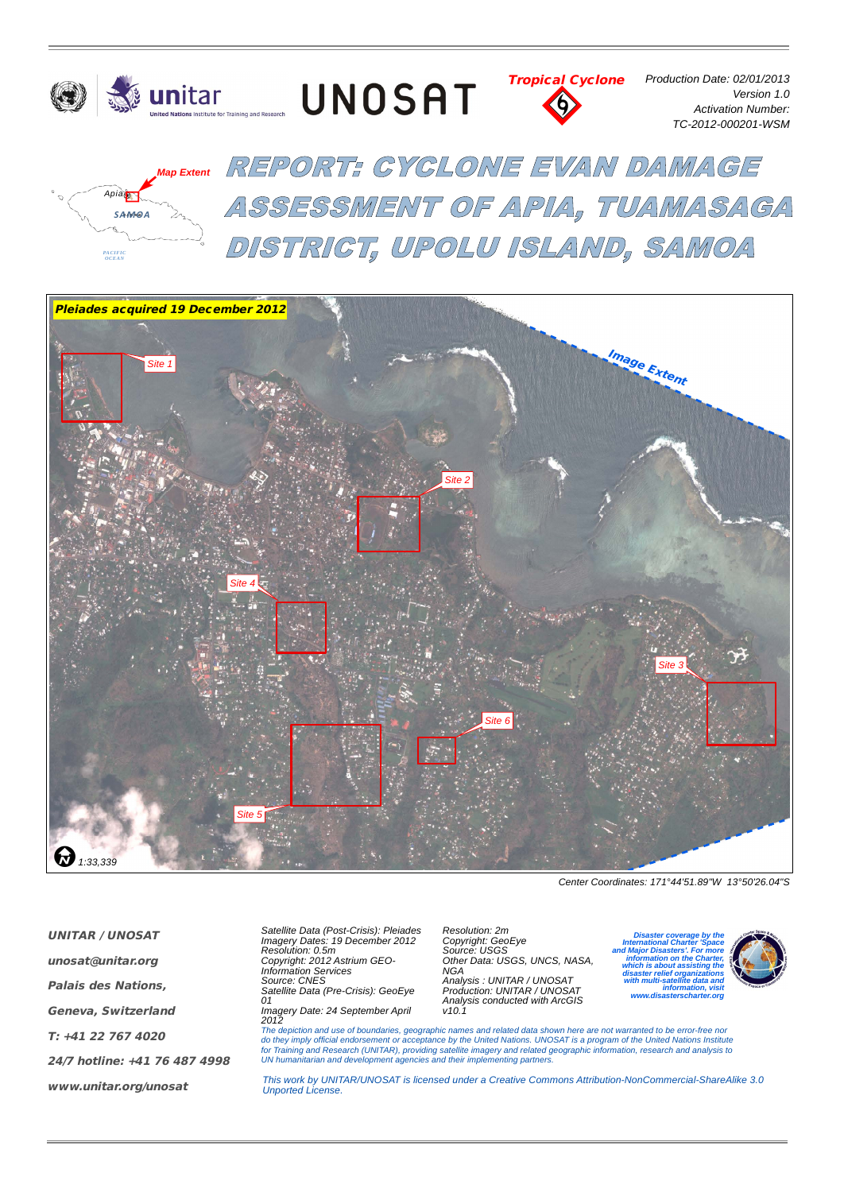UNITAR UNOSAT

**Tropical Cyclone**

*Production Date: 02/01/2013*
*Version 1.0*
*Activation Number:*
*TC-2012-000201-WSM*

# REPORT: CYCLONE EVAN DAMAGE ASSESSMENT OF APIA, TUAMASAGA DISTRICT, UPOLU ISLAND, SAMOA

Map Extent — Apia — SAMOA — PACIFIC OCEAN

**Pleiades acquired 19 December 2012**

Image Extent

Site 1, Site 2, Site 3, Site 4, Site 5, Site 6

1:33,339

*Center Coordinates: 171°44'51.89"W 13°50'26.04"S*

**UNITAR / UNOSAT**

**unosat@unitar.org**

**Palais des Nations,**

**Geneva, Switzerland**

**T: +41 22 767 4020**

**24/7 hotline: +41 76 487 4998**

**www.unitar.org/unosat**

*Satellite Data (Post-Crisis): Pleiades*
*Imagery Dates: 19 December 2012*
*Resolution: 0.5m*
*Copyright: 2012 Astrium GEO-Information Services*
*Source: CNES*
*Satellite Data (Pre-Crisis): GeoEye 01*
*Imagery Date: 24 September April 2012*
*Resolution: 2m*
*Copyright: GeoEye*
*Source: USGS*
*Other Data: USGS, UNCS, NASA, NGA*
*Analysis : UNITAR / UNOSAT*
*Production: UNITAR / UNOSAT*
*Analysis conducted with ArcGIS v10.1*

*Disaster coverage by the International Charter 'Space and Major Disasters'. For more information on the Charter, which is about assisting the disaster relief organizations with multi-satellite data and information, visit www.disasterscharter.org*

*The depiction and use of boundaries, geographic names and related data shown here are not warranted to be error-free nor do they imply official endorsement or acceptance by the United Nations. UNOSAT is a program of the United Nations Institute for Training and Research (UNITAR), providing satellite imagery and related geographic information, research and analysis to UN humanitarian and development agencies and their implementing partners.*

*This work by UNITAR/UNOSAT is licensed under a Creative Commons Attribution-NonCommercial-ShareAlike 3.0 Unported License.*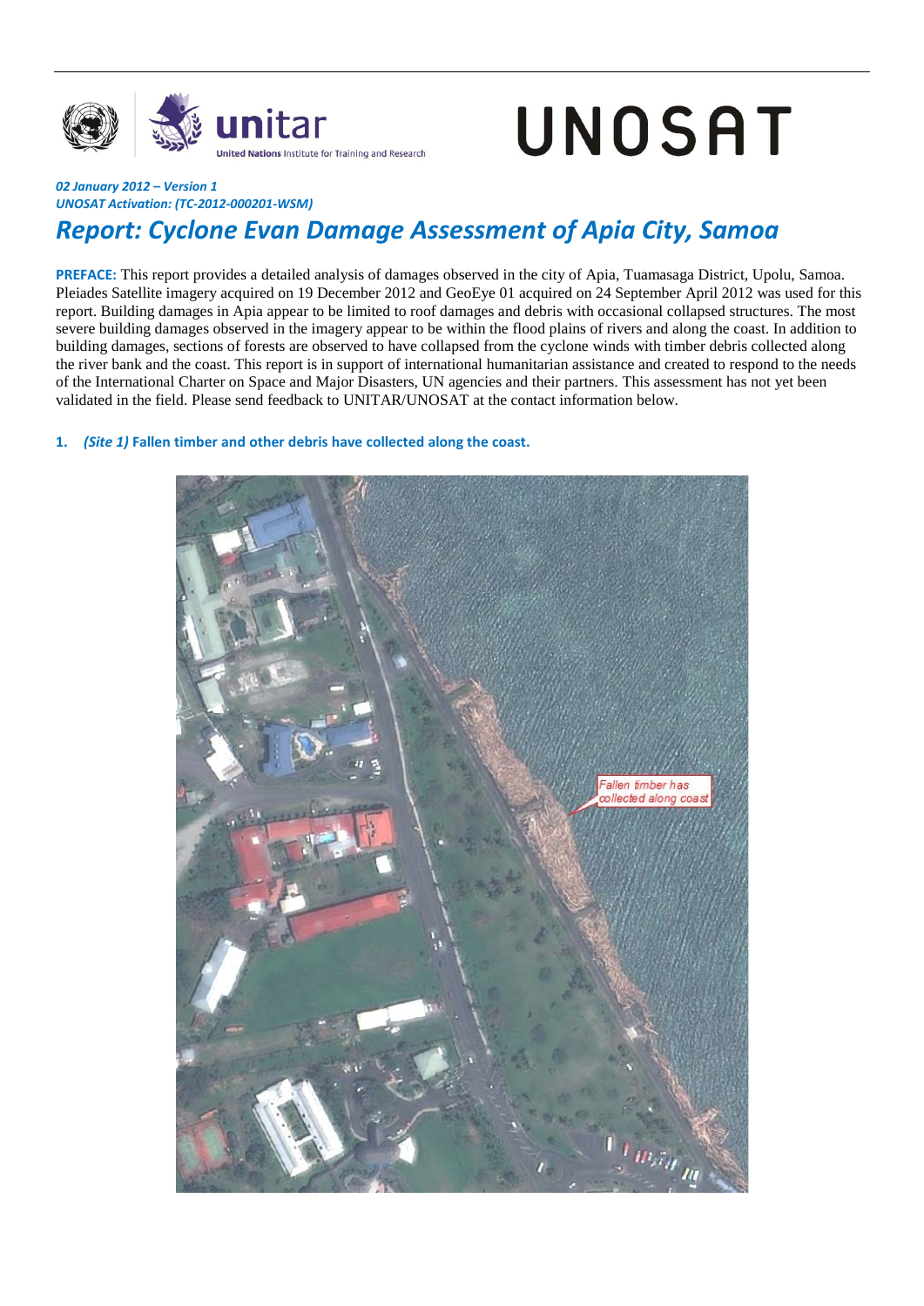*02 January 2012 – Version 1*
*UNOSAT Activation: (TC-2012-000201-WSM)*

# *Report: Cyclone Evan Damage Assessment of Apia City, Samoa*

**PREFACE:** This report provides a detailed analysis of damages observed in the city of Apia, Tuamasaga District, Upolu, Samoa. Pleiades Satellite imagery acquired on 19 December 2012 and GeoEye 01 acquired on 24 September April 2012 was used for this report. Building damages in Apia appear to be limited to roof damages and debris with occasional collapsed structures. The most severe building damages observed in the imagery appear to be within the flood plains of rivers and along the coast. In addition to building damages, sections of forests are observed to have collapsed from the cyclone winds with timber debris collected along the river bank and the coast. This report is in support of international humanitarian assistance and created to respond to the needs of the International Charter on Space and Major Disasters, UN agencies and their partners. This assessment has not yet been validated in the field. Please send feedback to UNITAR/UNOSAT at the contact information below.

1. ***(Site 1)* Fallen timber and other debris have collected along the coast.**

Fallen timber has collected along coast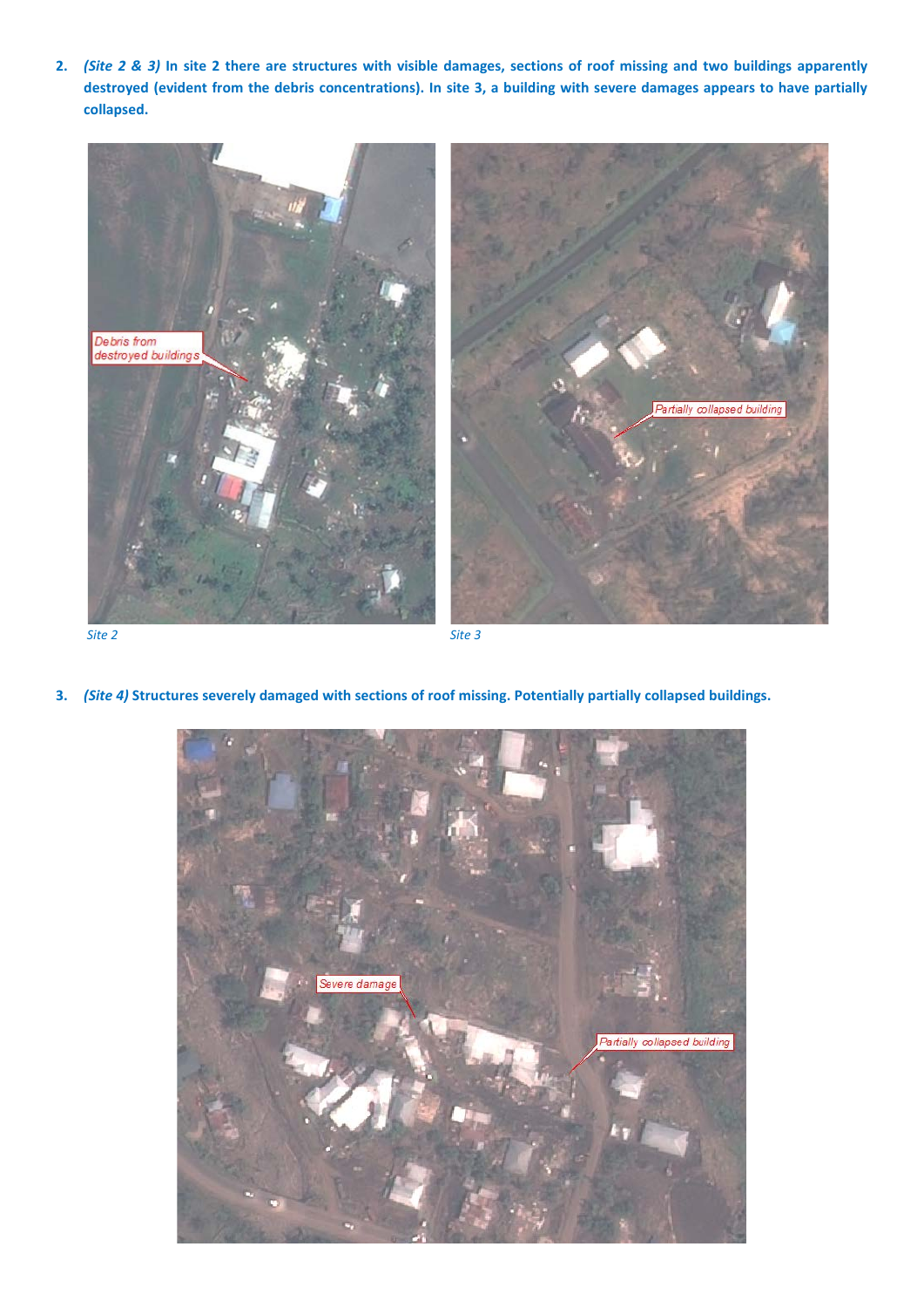2. ***(Site 2 & 3)* In site 2 there are structures with visible damages, sections of roof missing and two buildings apparently destroyed (evident from the debris concentrations). In site 3, a building with severe damages appears to have partially collapsed.**

*Site 2*

*Site 3*

3. ***(Site 4)* Structures severely damaged with sections of roof missing. Potentially partially collapsed buildings.**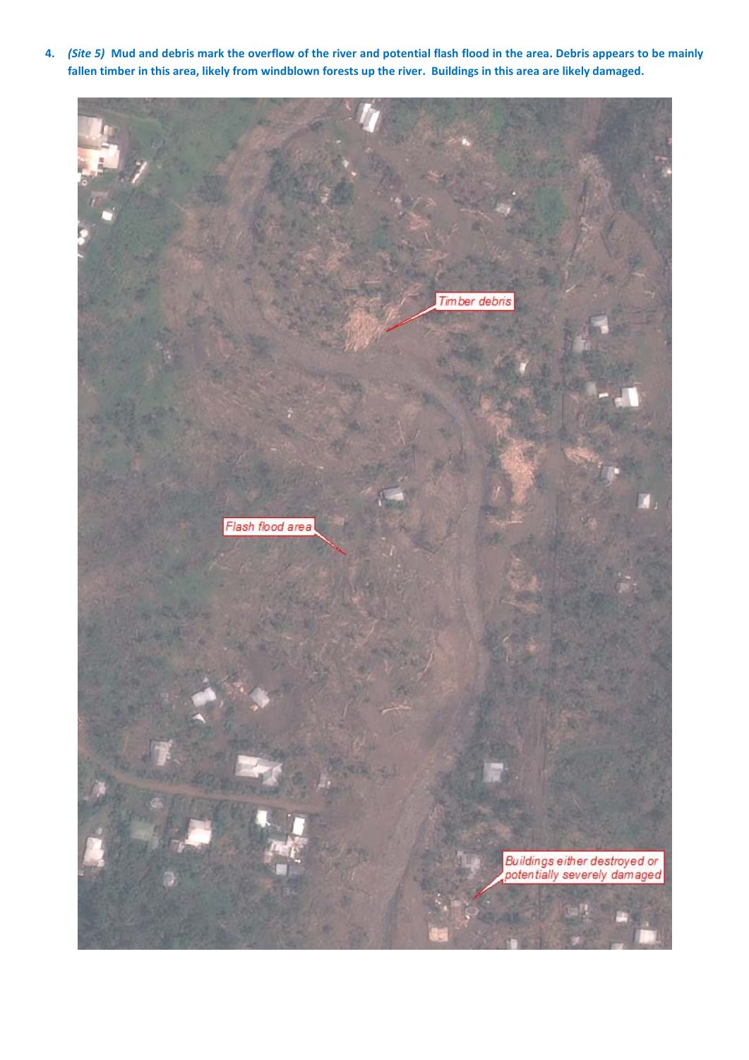4. ***(Site 5)*** **Mud and debris mark the overflow of the river and potential flash flood in the area. Debris appears to be mainly fallen timber in this area, likely from windblown forests up the river. Buildings in this area are likely damaged.**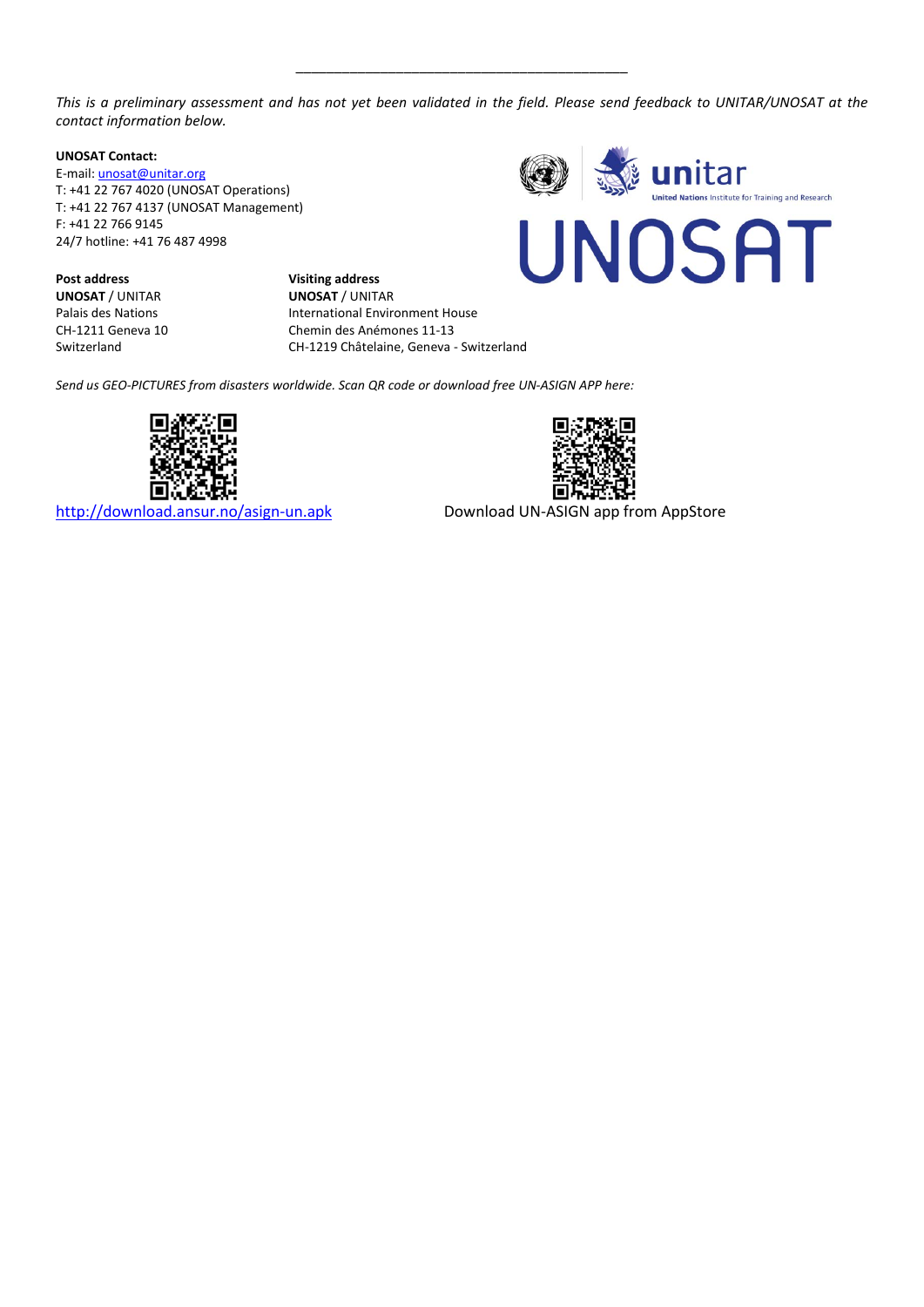---

*This is a preliminary assessment and has not yet been validated in the field. Please send feedback to UNITAR/UNOSAT at the contact information below.*

**UNOSAT Contact:**
E-mail: [unosat@unitar.org](mailto:unosat@unitar.org)
T: +41 22 767 4020 (UNOSAT Operations)
T: +41 22 767 4137 (UNOSAT Management)
F: +41 22 766 9145
24/7 hotline: +41 76 487 4998

**Post address**
**UNOSAT** / UNITAR
Palais des Nations
CH-1211 Geneva 10
Switzerland

**Visiting address**
**UNOSAT** / UNITAR
International Environment House
Chemin des Anémones 11-13
CH-1219 Châtelaine, Geneva - Switzerland

*Send us GEO-PICTURES from disasters worldwide. Scan QR code or download free UN-ASIGN APP here:*

[http://download.ansur.no/asign-un.apk](http://download.ansur.no/asign-un.apk)

Download UN-ASIGN app from AppStore